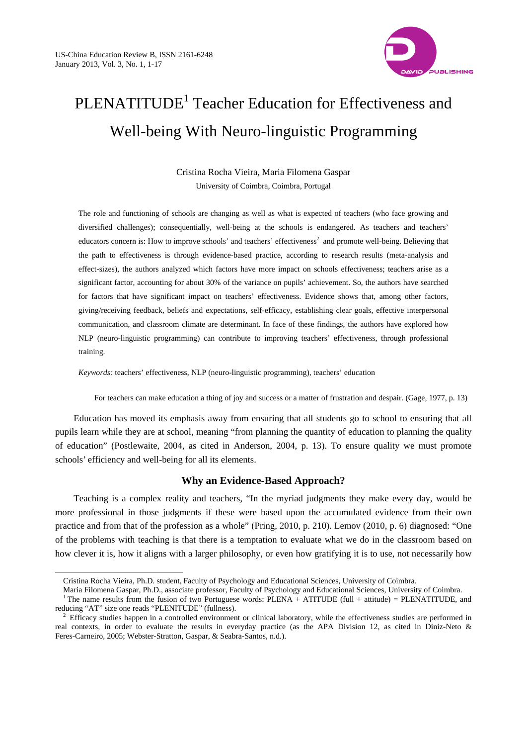# PLENATITUDE[1] Teacher Education for Effectiveness and Well-being With Neuro-linguistic Programming

Cristina Rocha Vieira, Maria Filomena Gaspar

University of Coimbra, Coimbra, Portugal

The role and functioning of schools are changing as well as what is expected of teachers (who face growing and diversified challenges); consequentially, well-being at the schools is endangered. As teachers and teachers' educators concern is: How to improve schools' and teachers' effectiveness[2] and promote well-being. Believing that the path to effectiveness is through evidence-based practice, according to research results (meta-analysis and effect-sizes), the authors analyzed which factors have more impact on schools effectiveness; teachers arise as a significant factor, accounting for about 30% of the variance on pupils' achievement. So, the authors have searched for factors that have significant impact on teachers' effectiveness. Evidence shows that, among other factors, giving/receiving feedback, beliefs and expectations, self-efficacy, establishing clear goals, effective interpersonal communication, and classroom climate are determinant. In face of these findings, the authors have explored how NLP (neuro-linguistic programming) can contribute to improving teachers' effectiveness, through professional training.

*Keywords:* teachers' effectiveness, NLP (neuro-linguistic programming), teachers' education

For teachers can make education a thing of joy and success or a matter of frustration and despair. (Gage, 1977, p. 13)

Education has moved its emphasis away from ensuring that all students go to school to ensuring that all pupils learn while they are at school, meaning "from planning the quantity of education to planning the quality of education" (Postlewaite, 2004, as cited in Anderson, 2004, p. 13). To ensure quality we must promote schools' efficiency and well-being for all its elements.

## Why an Evidence-Based Approach?

Teaching is a complex reality and teachers, "In the myriad judgments they make every day, would be more professional in those judgments if these were based upon the accumulated evidence from their own practice and from that of the profession as a whole" (Pring, 2010, p. 210). Lemov (2010, p. 6) diagnosed: "One of the problems with teaching is that there is a temptation to evaluate what we do in the classroom based on how clever it is, how it aligns with a larger philosophy, or even how gratifying it is to use, not necessarily how

---

Cristina Rocha Vieira, Ph.D. student, Faculty of Psychology and Educational Sciences, University of Coimbra.

Maria Filomena Gaspar, Ph.D., associate professor, Faculty of Psychology and Educational Sciences, University of Coimbra.

[1] The name results from the fusion of two Portuguese words: PLENA + ATITUDE (full + attitude) = PLENATITUDE, and reducing "AT" size one reads "PLENITUDE" (fullness).

[2] Efficacy studies happen in a controlled environment or clinical laboratory, while the effectiveness studies are performed in real contexts, in order to evaluate the results in everyday practice (as the APA Division 12, as cited in Diniz-Neto & Feres-Carneiro, 2005; Webster-Stratton, Gaspar, & Seabra-Santos, n.d.).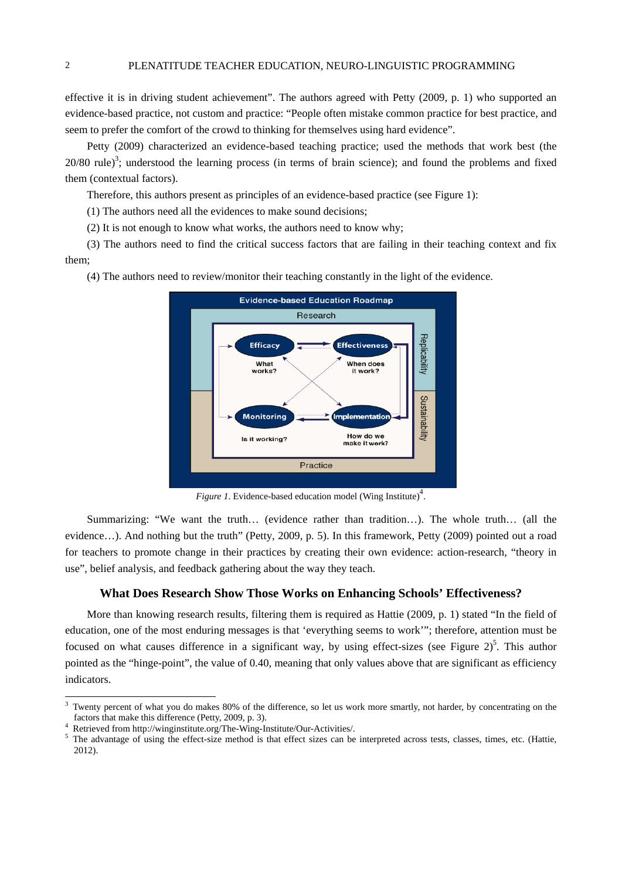effective it is in driving student achievement". The authors agreed with Petty (2009, p. 1) who supported an evidence-based practice, not custom and practice: "People often mistake common practice for best practice, and seem to prefer the comfort of the crowd to thinking for themselves using hard evidence".

Petty (2009) characterized an evidence-based teaching practice; used the methods that work best (the 20/80 rule)[3]; understood the learning process (in terms of brain science); and found the problems and fixed them (contextual factors).

Therefore, this authors present as principles of an evidence-based practice (see Figure 1):

(1) The authors need all the evidences to make sound decisions;

(2) It is not enough to know what works, the authors need to know why;

(3) The authors need to find the critical success factors that are failing in their teaching context and fix them;

(4) The authors need to review/monitor their teaching constantly in the light of the evidence.

*Figure 1*. Evidence-based education model (Wing Institute)[4].

Summarizing: "We want the truth… (evidence rather than tradition…). The whole truth… (all the evidence…). And nothing but the truth" (Petty, 2009, p. 5). In this framework, Petty (2009) pointed out a road for teachers to promote change in their practices by creating their own evidence: action-research, "theory in use", belief analysis, and feedback gathering about the way they teach.

## What Does Research Show Those Works on Enhancing Schools' Effectiveness?

More than knowing research results, filtering them is required as Hattie (2009, p. 1) stated "In the field of education, one of the most enduring messages is that 'everything seems to work'"; therefore, attention must be focused on what causes difference in a significant way, by using effect-sizes (see Figure 2)[5]. This author pointed as the "hinge-point", the value of 0.40, meaning that only values above that are significant as efficiency indicators.

---

[3] Twenty percent of what you do makes 80% of the difference, so let us work more smartly, not harder, by concentrating on the factors that make this difference (Petty, 2009, p. 3).

[4] Retrieved from http://winginstitute.org/The-Wing-Institute/Our-Activities/.

[5] The advantage of using the effect-size method is that effect sizes can be interpreted across tests, classes, times, etc. (Hattie, 2012).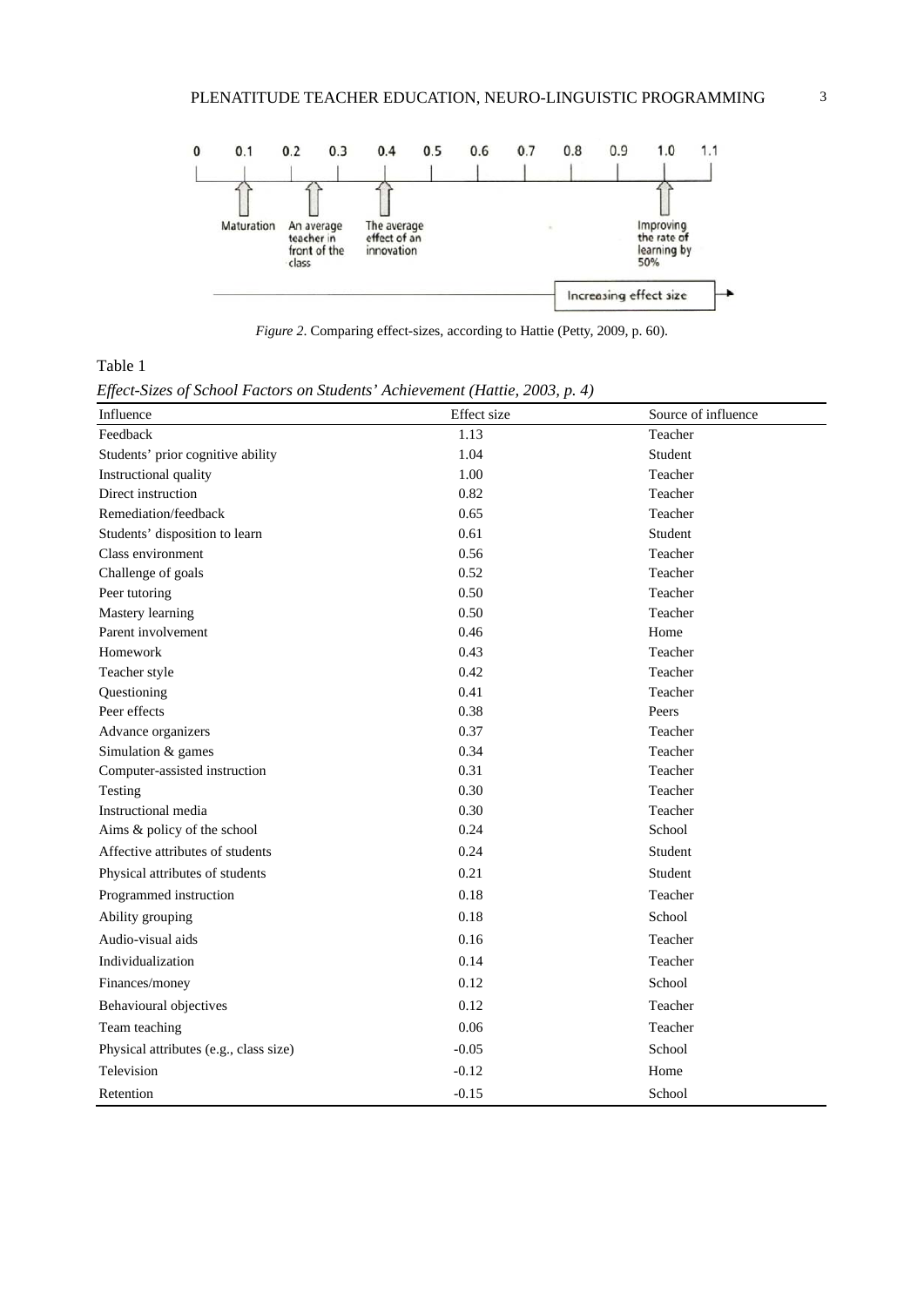*Figure 2*. Comparing effect-sizes, according to Hattie (Petty, 2009, p. 60).

Table 1

*Effect-Sizes of School Factors on Students' Achievement (Hattie, 2003, p. 4)*

| Influence | Effect size | Source of influence |
|---|---|---|
| Feedback | 1.13 | Teacher |
| Students' prior cognitive ability | 1.04 | Student |
| Instructional quality | 1.00 | Teacher |
| Direct instruction | 0.82 | Teacher |
| Remediation/feedback | 0.65 | Teacher |
| Students' disposition to learn | 0.61 | Student |
| Class environment | 0.56 | Teacher |
| Challenge of goals | 0.52 | Teacher |
| Peer tutoring | 0.50 | Teacher |
| Mastery learning | 0.50 | Teacher |
| Parent involvement | 0.46 | Home |
| Homework | 0.43 | Teacher |
| Teacher style | 0.42 | Teacher |
| Questioning | 0.41 | Teacher |
| Peer effects | 0.38 | Peers |
| Advance organizers | 0.37 | Teacher |
| Simulation & games | 0.34 | Teacher |
| Computer-assisted instruction | 0.31 | Teacher |
| Testing | 0.30 | Teacher |
| Instructional media | 0.30 | Teacher |
| Aims & policy of the school | 0.24 | School |
| Affective attributes of students | 0.24 | Student |
| Physical attributes of students | 0.21 | Student |
| Programmed instruction | 0.18 | Teacher |
| Ability grouping | 0.18 | School |
| Audio-visual aids | 0.16 | Teacher |
| Individualization | 0.14 | Teacher |
| Finances/money | 0.12 | School |
| Behavioural objectives | 0.12 | Teacher |
| Team teaching | 0.06 | Teacher |
| Physical attributes (e.g., class size) | -0.05 | School |
| Television | -0.12 | Home |
| Retention | -0.15 | School |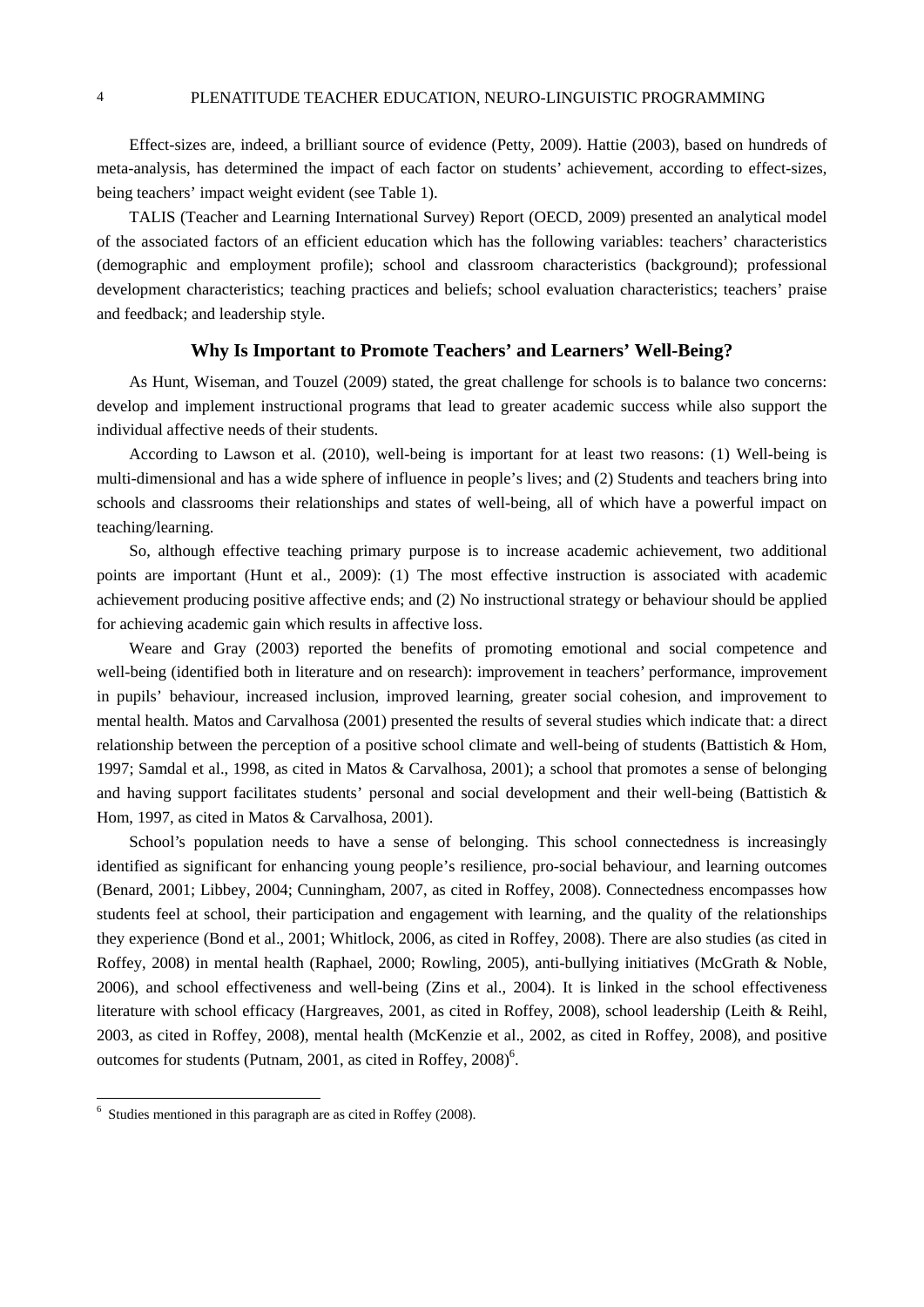Effect-sizes are, indeed, a brilliant source of evidence (Petty, 2009). Hattie (2003), based on hundreds of meta-analysis, has determined the impact of each factor on students' achievement, according to effect-sizes, being teachers' impact weight evident (see Table 1).

TALIS (Teacher and Learning International Survey) Report (OECD, 2009) presented an analytical model of the associated factors of an efficient education which has the following variables: teachers' characteristics (demographic and employment profile); school and classroom characteristics (background); professional development characteristics; teaching practices and beliefs; school evaluation characteristics; teachers' praise and feedback; and leadership style.

## Why Is Important to Promote Teachers' and Learners' Well-Being?

As Hunt, Wiseman, and Touzel (2009) stated, the great challenge for schools is to balance two concerns: develop and implement instructional programs that lead to greater academic success while also support the individual affective needs of their students.

According to Lawson et al. (2010), well-being is important for at least two reasons: (1) Well-being is multi-dimensional and has a wide sphere of influence in people's lives; and (2) Students and teachers bring into schools and classrooms their relationships and states of well-being, all of which have a powerful impact on teaching/learning.

So, although effective teaching primary purpose is to increase academic achievement, two additional points are important (Hunt et al., 2009): (1) The most effective instruction is associated with academic achievement producing positive affective ends; and (2) No instructional strategy or behaviour should be applied for achieving academic gain which results in affective loss.

Weare and Gray (2003) reported the benefits of promoting emotional and social competence and well-being (identified both in literature and on research): improvement in teachers' performance, improvement in pupils' behaviour, increased inclusion, improved learning, greater social cohesion, and improvement to mental health. Matos and Carvalhosa (2001) presented the results of several studies which indicate that: a direct relationship between the perception of a positive school climate and well-being of students (Battistich & Hom, 1997; Samdal et al., 1998, as cited in Matos & Carvalhosa, 2001); a school that promotes a sense of belonging and having support facilitates students' personal and social development and their well-being (Battistich & Hom, 1997, as cited in Matos & Carvalhosa, 2001).

School's population needs to have a sense of belonging. This school connectedness is increasingly identified as significant for enhancing young people's resilience, pro-social behaviour, and learning outcomes (Benard, 2001; Libbey, 2004; Cunningham, 2007, as cited in Roffey, 2008). Connectedness encompasses how students feel at school, their participation and engagement with learning, and the quality of the relationships they experience (Bond et al., 2001; Whitlock, 2006, as cited in Roffey, 2008). There are also studies (as cited in Roffey, 2008) in mental health (Raphael, 2000; Rowling, 2005), anti-bullying initiatives (McGrath & Noble, 2006), and school effectiveness and well-being (Zins et al., 2004). It is linked in the school effectiveness literature with school efficacy (Hargreaves, 2001, as cited in Roffey, 2008), school leadership (Leith & Reihl, 2003, as cited in Roffey, 2008), mental health (McKenzie et al., 2002, as cited in Roffey, 2008), and positive outcomes for students (Putnam, 2001, as cited in Roffey, 2008)[6].

---

[6] Studies mentioned in this paragraph are as cited in Roffey (2008).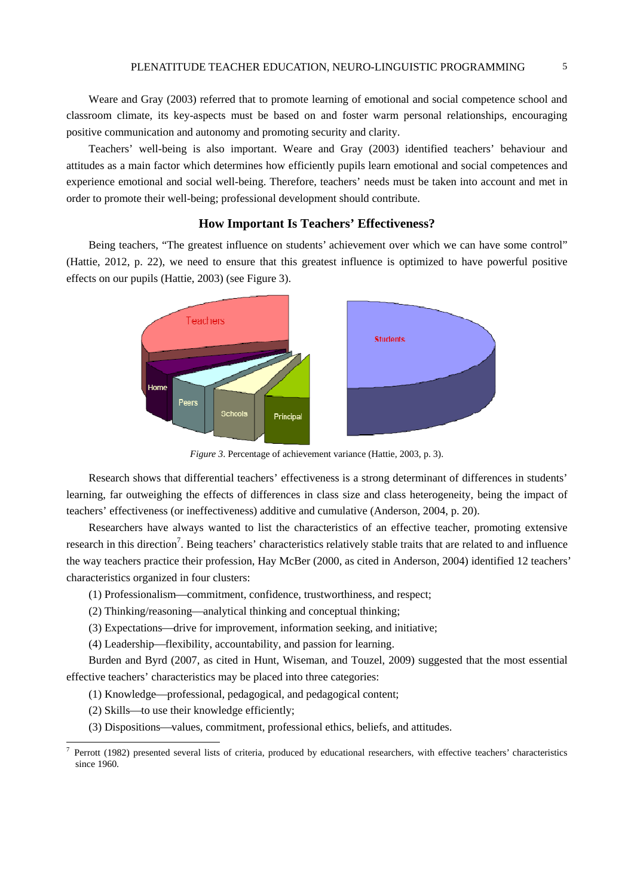Weare and Gray (2003) referred that to promote learning of emotional and social competence school and classroom climate, its key-aspects must be based on and foster warm personal relationships, encouraging positive communication and autonomy and promoting security and clarity.

Teachers' well-being is also important. Weare and Gray (2003) identified teachers' behaviour and attitudes as a main factor which determines how efficiently pupils learn emotional and social competences and experience emotional and social well-being. Therefore, teachers' needs must be taken into account and met in order to promote their well-being; professional development should contribute.

## How Important Is Teachers' Effectiveness?

Being teachers, "The greatest influence on students' achievement over which we can have some control" (Hattie, 2012, p. 22), we need to ensure that this greatest influence is optimized to have powerful positive effects on our pupils (Hattie, 2003) (see Figure 3).

*Figure 3*. Percentage of achievement variance (Hattie, 2003, p. 3).

Research shows that differential teachers' effectiveness is a strong determinant of differences in students' learning, far outweighing the effects of differences in class size and class heterogeneity, being the impact of teachers' effectiveness (or ineffectiveness) additive and cumulative (Anderson, 2004, p. 20).

Researchers have always wanted to list the characteristics of an effective teacher, promoting extensive research in this direction[7]. Being teachers' characteristics relatively stable traits that are related to and influence the way teachers practice their profession, Hay McBer (2000, as cited in Anderson, 2004) identified 12 teachers' characteristics organized in four clusters:

(1) Professionalism—commitment, confidence, trustworthiness, and respect;

(2) Thinking/reasoning—analytical thinking and conceptual thinking;

(3) Expectations—drive for improvement, information seeking, and initiative;

(4) Leadership—flexibility, accountability, and passion for learning.

Burden and Byrd (2007, as cited in Hunt, Wiseman, and Touzel, 2009) suggested that the most essential effective teachers' characteristics may be placed into three categories:

(1) Knowledge—professional, pedagogical, and pedagogical content;

(2) Skills—to use their knowledge efficiently;

(3) Dispositions—values, commitment, professional ethics, beliefs, and attitudes.

[7] Perrott (1982) presented several lists of criteria, produced by educational researchers, with effective teachers' characteristics since 1960.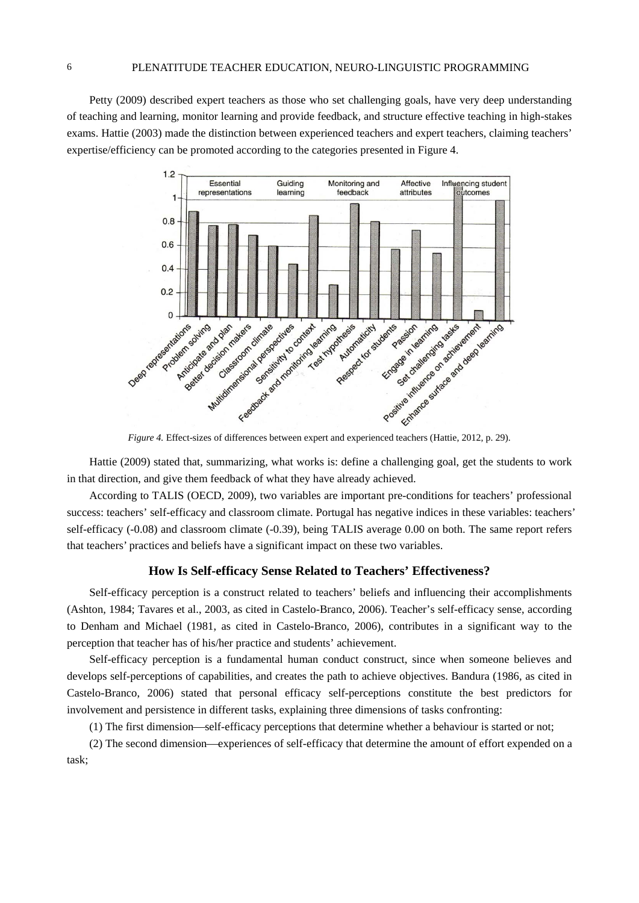Petty (2009) described expert teachers as those who set challenging goals, have very deep understanding of teaching and learning, monitor learning and provide feedback, and structure effective teaching in high-stakes exams. Hattie (2003) made the distinction between experienced teachers and expert teachers, claiming teachers' expertise/efficiency can be promoted according to the categories presented in Figure 4.

*Figure 4.* Effect-sizes of differences between expert and experienced teachers (Hattie, 2012, p. 29).

Hattie (2009) stated that, summarizing, what works is: define a challenging goal, get the students to work in that direction, and give them feedback of what they have already achieved.

According to TALIS (OECD, 2009), two variables are important pre-conditions for teachers' professional success: teachers' self-efficacy and classroom climate. Portugal has negative indices in these variables: teachers' self-efficacy (-0.08) and classroom climate (-0.39), being TALIS average 0.00 on both. The same report refers that teachers' practices and beliefs have a significant impact on these two variables.

### How Is Self-efficacy Sense Related to Teachers' Effectiveness?

Self-efficacy perception is a construct related to teachers' beliefs and influencing their accomplishments (Ashton, 1984; Tavares et al., 2003, as cited in Castelo-Branco, 2006). Teacher's self-efficacy sense, according to Denham and Michael (1981, as cited in Castelo-Branco, 2006), contributes in a significant way to the perception that teacher has of his/her practice and students' achievement.

Self-efficacy perception is a fundamental human conduct construct, since when someone believes and develops self-perceptions of capabilities, and creates the path to achieve objectives. Bandura (1986, as cited in Castelo-Branco, 2006) stated that personal efficacy self-perceptions constitute the best predictors for involvement and persistence in different tasks, explaining three dimensions of tasks confronting:

(1) The first dimension—self-efficacy perceptions that determine whether a behaviour is started or not;

(2) The second dimension—experiences of self-efficacy that determine the amount of effort expended on a task;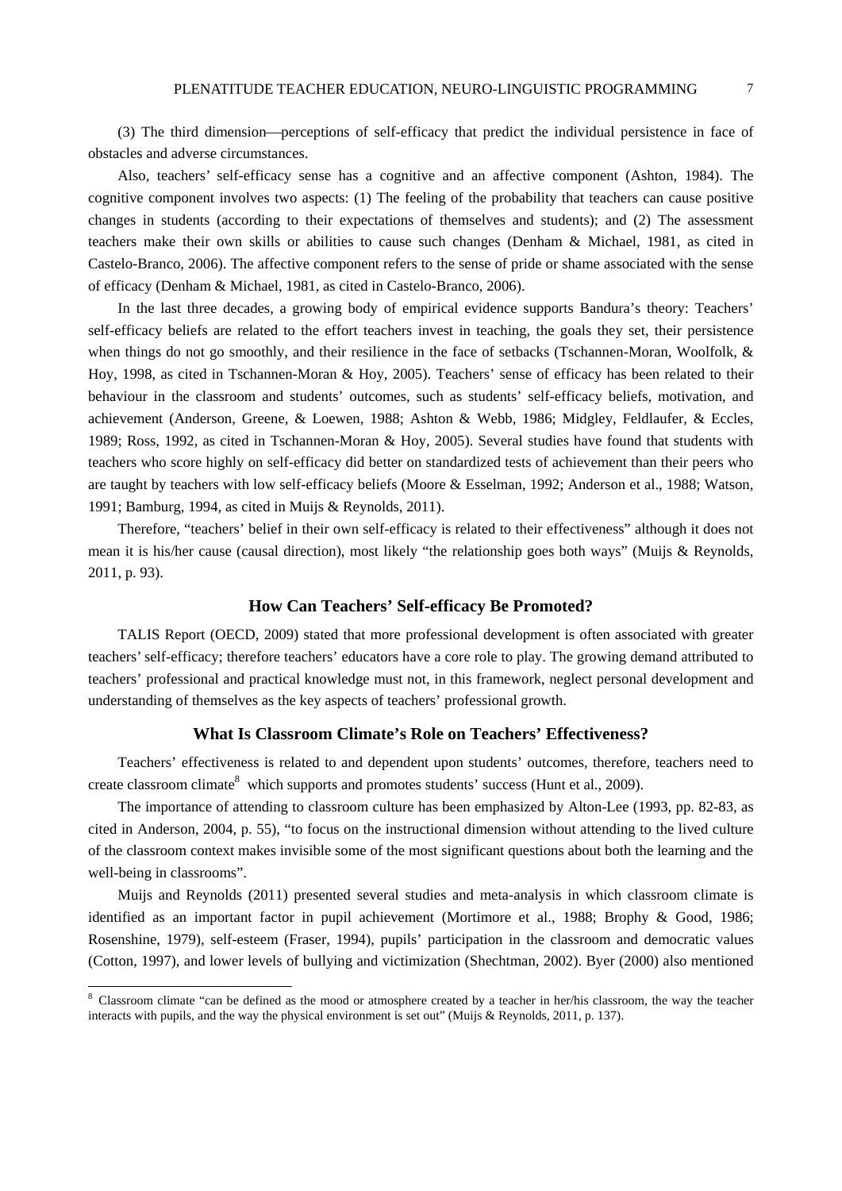(3) The third dimension—perceptions of self-efficacy that predict the individual persistence in face of obstacles and adverse circumstances.

Also, teachers' self-efficacy sense has a cognitive and an affective component (Ashton, 1984). The cognitive component involves two aspects: (1) The feeling of the probability that teachers can cause positive changes in students (according to their expectations of themselves and students); and (2) The assessment teachers make their own skills or abilities to cause such changes (Denham & Michael, 1981, as cited in Castelo-Branco, 2006). The affective component refers to the sense of pride or shame associated with the sense of efficacy (Denham & Michael, 1981, as cited in Castelo-Branco, 2006).

In the last three decades, a growing body of empirical evidence supports Bandura's theory: Teachers' self-efficacy beliefs are related to the effort teachers invest in teaching, the goals they set, their persistence when things do not go smoothly, and their resilience in the face of setbacks (Tschannen-Moran, Woolfolk, & Hoy, 1998, as cited in Tschannen-Moran & Hoy, 2005). Teachers' sense of efficacy has been related to their behaviour in the classroom and students' outcomes, such as students' self-efficacy beliefs, motivation, and achievement (Anderson, Greene, & Loewen, 1988; Ashton & Webb, 1986; Midgley, Feldlaufer, & Eccles, 1989; Ross, 1992, as cited in Tschannen-Moran & Hoy, 2005). Several studies have found that students with teachers who score highly on self-efficacy did better on standardized tests of achievement than their peers who are taught by teachers with low self-efficacy beliefs (Moore & Esselman, 1992; Anderson et al., 1988; Watson, 1991; Bamburg, 1994, as cited in Muijs & Reynolds, 2011).

Therefore, "teachers' belief in their own self-efficacy is related to their effectiveness" although it does not mean it is his/her cause (causal direction), most likely "the relationship goes both ways" (Muijs & Reynolds, 2011, p. 93).

## How Can Teachers' Self-efficacy Be Promoted?

TALIS Report (OECD, 2009) stated that more professional development is often associated with greater teachers' self-efficacy; therefore teachers' educators have a core role to play. The growing demand attributed to teachers' professional and practical knowledge must not, in this framework, neglect personal development and understanding of themselves as the key aspects of teachers' professional growth.

## What Is Classroom Climate's Role on Teachers' Effectiveness?

Teachers' effectiveness is related to and dependent upon students' outcomes, therefore, teachers need to create classroom climate[8] which supports and promotes students' success (Hunt et al., 2009).

The importance of attending to classroom culture has been emphasized by Alton-Lee (1993, pp. 82-83, as cited in Anderson, 2004, p. 55), "to focus on the instructional dimension without attending to the lived culture of the classroom context makes invisible some of the most significant questions about both the learning and the well-being in classrooms".

Muijs and Reynolds (2011) presented several studies and meta-analysis in which classroom climate is identified as an important factor in pupil achievement (Mortimore et al., 1988; Brophy & Good, 1986; Rosenshine, 1979), self-esteem (Fraser, 1994), pupils' participation in the classroom and democratic values (Cotton, 1997), and lower levels of bullying and victimization (Shechtman, 2002). Byer (2000) also mentioned

[8] Classroom climate "can be defined as the mood or atmosphere created by a teacher in her/his classroom, the way the teacher interacts with pupils, and the way the physical environment is set out" (Muijs & Reynolds, 2011, p. 137).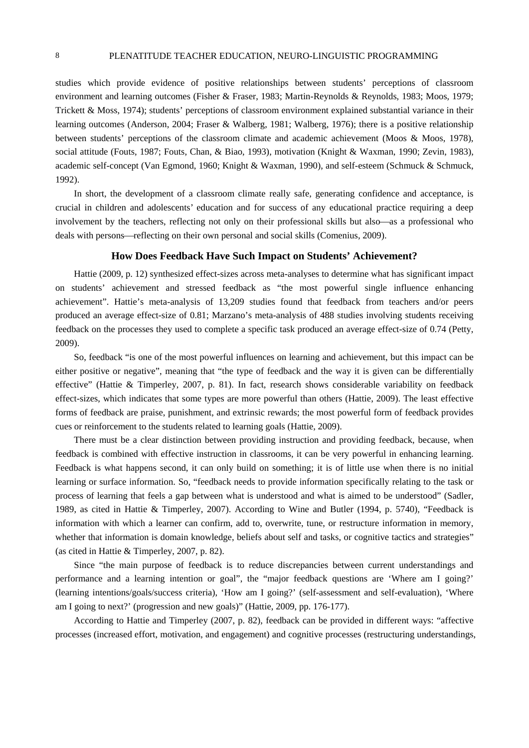studies which provide evidence of positive relationships between students' perceptions of classroom environment and learning outcomes (Fisher & Fraser, 1983; Martin-Reynolds & Reynolds, 1983; Moos, 1979; Trickett & Moss, 1974); students' perceptions of classroom environment explained substantial variance in their learning outcomes (Anderson, 2004; Fraser & Walberg, 1981; Walberg, 1976); there is a positive relationship between students' perceptions of the classroom climate and academic achievement (Moos & Moos, 1978), social attitude (Fouts, 1987; Fouts, Chan, & Biao, 1993), motivation (Knight & Waxman, 1990; Zevin, 1983), academic self-concept (Van Egmond, 1960; Knight & Waxman, 1990), and self-esteem (Schmuck & Schmuck, 1992).

In short, the development of a classroom climate really safe, generating confidence and acceptance, is crucial in children and adolescents' education and for success of any educational practice requiring a deep involvement by the teachers, reflecting not only on their professional skills but also—as a professional who deals with persons—reflecting on their own personal and social skills (Comenius, 2009).

## How Does Feedback Have Such Impact on Students' Achievement?

Hattie (2009, p. 12) synthesized effect-sizes across meta-analyses to determine what has significant impact on students' achievement and stressed feedback as "the most powerful single influence enhancing achievement". Hattie's meta-analysis of 13,209 studies found that feedback from teachers and/or peers produced an average effect-size of 0.81; Marzano's meta-analysis of 488 studies involving students receiving feedback on the processes they used to complete a specific task produced an average effect-size of 0.74 (Petty, 2009).

So, feedback "is one of the most powerful influences on learning and achievement, but this impact can be either positive or negative", meaning that "the type of feedback and the way it is given can be differentially effective" (Hattie & Timperley, 2007, p. 81). In fact, research shows considerable variability on feedback effect-sizes, which indicates that some types are more powerful than others (Hattie, 2009). The least effective forms of feedback are praise, punishment, and extrinsic rewards; the most powerful form of feedback provides cues or reinforcement to the students related to learning goals (Hattie, 2009).

There must be a clear distinction between providing instruction and providing feedback, because, when feedback is combined with effective instruction in classrooms, it can be very powerful in enhancing learning. Feedback is what happens second, it can only build on something; it is of little use when there is no initial learning or surface information. So, "feedback needs to provide information specifically relating to the task or process of learning that feels a gap between what is understood and what is aimed to be understood" (Sadler, 1989, as cited in Hattie & Timperley, 2007). According to Wine and Butler (1994, p. 5740), "Feedback is information with which a learner can confirm, add to, overwrite, tune, or restructure information in memory, whether that information is domain knowledge, beliefs about self and tasks, or cognitive tactics and strategies" (as cited in Hattie & Timperley, 2007, p. 82).

Since "the main purpose of feedback is to reduce discrepancies between current understandings and performance and a learning intention or goal", the "major feedback questions are 'Where am I going?' (learning intentions/goals/success criteria), 'How am I going?' (self-assessment and self-evaluation), 'Where am I going to next?' (progression and new goals)" (Hattie, 2009, pp. 176-177).

According to Hattie and Timperley (2007, p. 82), feedback can be provided in different ways: "affective processes (increased effort, motivation, and engagement) and cognitive processes (restructuring understandings,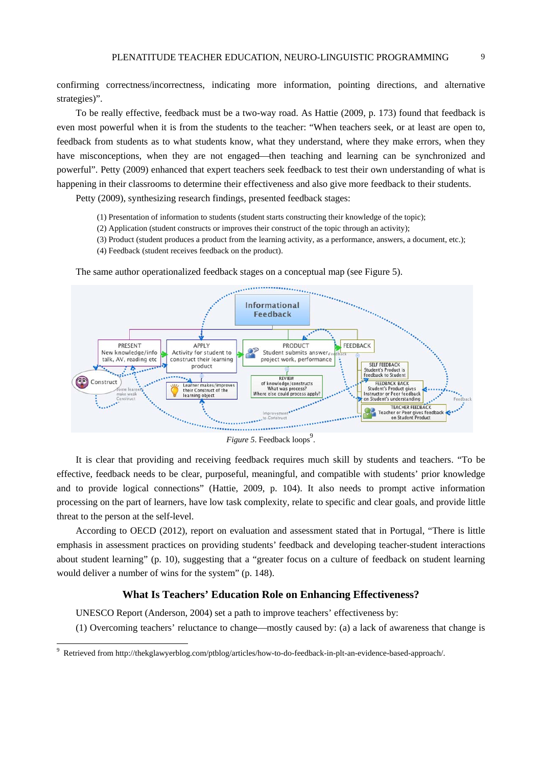confirming correctness/incorrectness, indicating more information, pointing directions, and alternative strategies)".

To be really effective, feedback must be a two-way road. As Hattie (2009, p. 173) found that feedback is even most powerful when it is from the students to the teacher: "When teachers seek, or at least are open to, feedback from students as to what students know, what they understand, where they make errors, when they have misconceptions, when they are not engaged—then teaching and learning can be synchronized and powerful". Petty (2009) enhanced that expert teachers seek feedback to test their own understanding of what is happening in their classrooms to determine their effectiveness and also give more feedback to their students.

Petty (2009), synthesizing research findings, presented feedback stages:

(1) Presentation of information to students (student starts constructing their knowledge of the topic);
(2) Application (student constructs or improves their construct of the topic through an activity);
(3) Product (student produces a product from the learning activity, as a performance, answers, a document, etc.);
(4) Feedback (student receives feedback on the product).

The same author operationalized feedback stages on a conceptual map (see Figure 5).

*Figure 5*. Feedback loops[9].

It is clear that providing and receiving feedback requires much skill by students and teachers. "To be effective, feedback needs to be clear, purposeful, meaningful, and compatible with students' prior knowledge and to provide logical connections" (Hattie, 2009, p. 104). It also needs to prompt active information processing on the part of learners, have low task complexity, relate to specific and clear goals, and provide little threat to the person at the self-level.

According to OECD (2012), report on evaluation and assessment stated that in Portugal, "There is little emphasis in assessment practices on providing students' feedback and developing teacher-student interactions about student learning" (p. 10), suggesting that a "greater focus on a culture of feedback on student learning would deliver a number of wins for the system" (p. 148).

### What Is Teachers' Education Role on Enhancing Effectiveness?

UNESCO Report (Anderson, 2004) set a path to improve teachers' effectiveness by:

(1) Overcoming teachers' reluctance to change—mostly caused by: (a) a lack of awareness that change is

---

[9] Retrieved from http://thekglawyerblog.com/ptblog/articles/how-to-do-feedback-in-plt-an-evidence-based-approach/.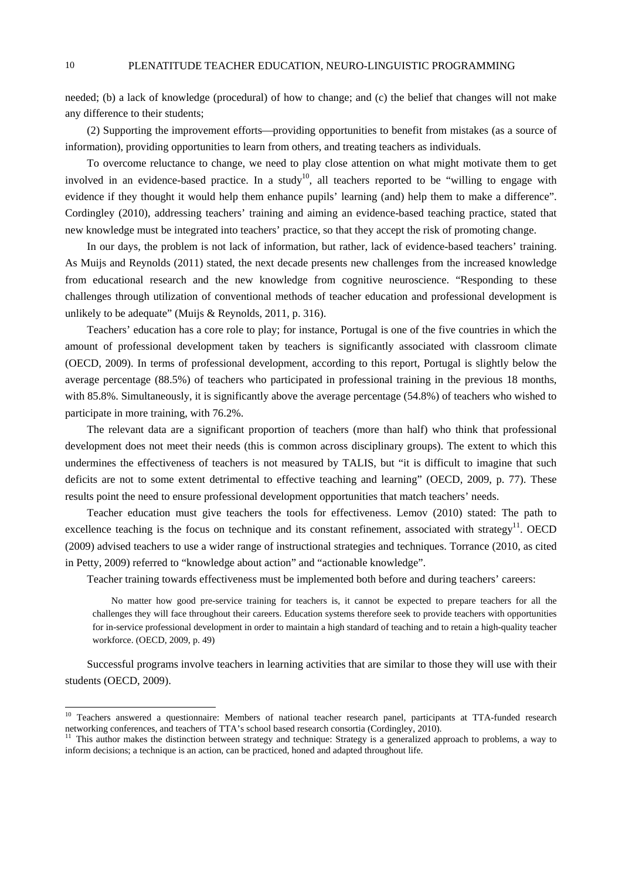needed; (b) a lack of knowledge (procedural) of how to change; and (c) the belief that changes will not make any difference to their students;

(2) Supporting the improvement efforts—providing opportunities to benefit from mistakes (as a source of information), providing opportunities to learn from others, and treating teachers as individuals.

To overcome reluctance to change, we need to play close attention on what might motivate them to get involved in an evidence-based practice. In a study[10], all teachers reported to be "willing to engage with evidence if they thought it would help them enhance pupils' learning (and) help them to make a difference". Cordingley (2010), addressing teachers' training and aiming an evidence-based teaching practice, stated that new knowledge must be integrated into teachers' practice, so that they accept the risk of promoting change.

In our days, the problem is not lack of information, but rather, lack of evidence-based teachers' training. As Muijs and Reynolds (2011) stated, the next decade presents new challenges from the increased knowledge from educational research and the new knowledge from cognitive neuroscience. "Responding to these challenges through utilization of conventional methods of teacher education and professional development is unlikely to be adequate" (Muijs & Reynolds, 2011, p. 316).

Teachers' education has a core role to play; for instance, Portugal is one of the five countries in which the amount of professional development taken by teachers is significantly associated with classroom climate (OECD, 2009). In terms of professional development, according to this report, Portugal is slightly below the average percentage (88.5%) of teachers who participated in professional training in the previous 18 months, with 85.8%. Simultaneously, it is significantly above the average percentage (54.8%) of teachers who wished to participate in more training, with 76.2%.

The relevant data are a significant proportion of teachers (more than half) who think that professional development does not meet their needs (this is common across disciplinary groups). The extent to which this undermines the effectiveness of teachers is not measured by TALIS, but "it is difficult to imagine that such deficits are not to some extent detrimental to effective teaching and learning" (OECD, 2009, p. 77). These results point the need to ensure professional development opportunities that match teachers' needs.

Teacher education must give teachers the tools for effectiveness. Lemov (2010) stated: The path to excellence teaching is the focus on technique and its constant refinement, associated with strategy[11]. OECD (2009) advised teachers to use a wider range of instructional strategies and techniques. Torrance (2010, as cited in Petty, 2009) referred to "knowledge about action" and "actionable knowledge".

Teacher training towards effectiveness must be implemented both before and during teachers' careers:

> No matter how good pre-service training for teachers is, it cannot be expected to prepare teachers for all the challenges they will face throughout their careers. Education systems therefore seek to provide teachers with opportunities for in-service professional development in order to maintain a high standard of teaching and to retain a high-quality teacher workforce. (OECD, 2009, p. 49)

Successful programs involve teachers in learning activities that are similar to those they will use with their students (OECD, 2009).

---

[10] Teachers answered a questionnaire: Members of national teacher research panel, participants at TTA-funded research networking conferences, and teachers of TTA's school based research consortia (Cordingley, 2010).

[11] This author makes the distinction between strategy and technique: Strategy is a generalized approach to problems, a way to inform decisions; a technique is an action, can be practiced, honed and adapted throughout life.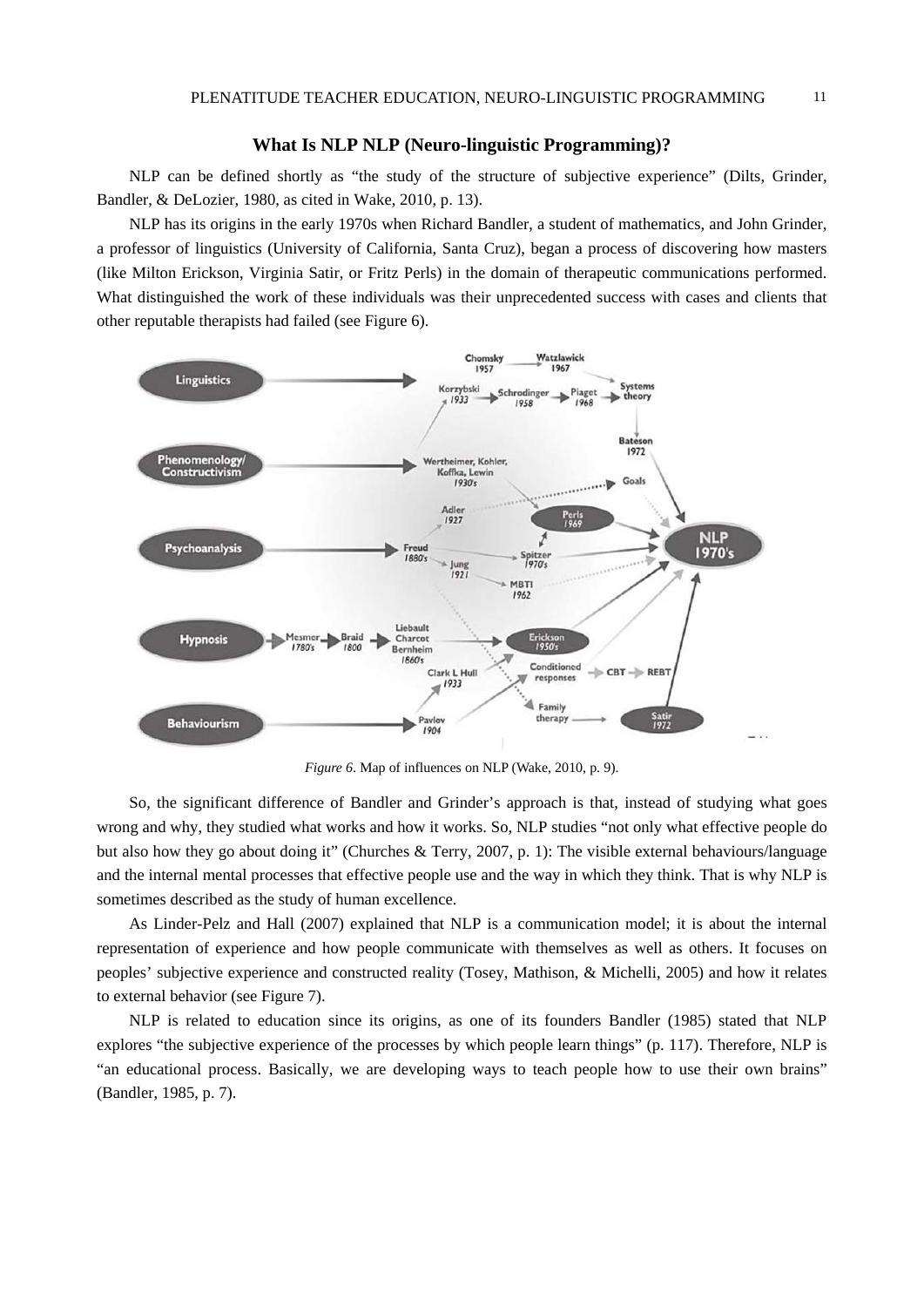### What Is NLP NLP (Neuro-linguistic Programming)?

NLP can be defined shortly as "the study of the structure of subjective experience" (Dilts, Grinder, Bandler, & DeLozier, 1980, as cited in Wake, 2010, p. 13).

NLP has its origins in the early 1970s when Richard Bandler, a student of mathematics, and John Grinder, a professor of linguistics (University of California, Santa Cruz), began a process of discovering how masters (like Milton Erickson, Virginia Satir, or Fritz Perls) in the domain of therapeutic communications performed. What distinguished the work of these individuals was their unprecedented success with cases and clients that other reputable therapists had failed (see Figure 6).

*Figure 6*. Map of influences on NLP (Wake, 2010, p. 9).

So, the significant difference of Bandler and Grinder's approach is that, instead of studying what goes wrong and why, they studied what works and how it works. So, NLP studies "not only what effective people do but also how they go about doing it" (Churches & Terry, 2007, p. 1): The visible external behaviours/language and the internal mental processes that effective people use and the way in which they think. That is why NLP is sometimes described as the study of human excellence.

As Linder-Pelz and Hall (2007) explained that NLP is a communication model; it is about the internal representation of experience and how people communicate with themselves as well as others. It focuses on peoples' subjective experience and constructed reality (Tosey, Mathison, & Michelli, 2005) and how it relates to external behavior (see Figure 7).

NLP is related to education since its origins, as one of its founders Bandler (1985) stated that NLP explores "the subjective experience of the processes by which people learn things" (p. 117). Therefore, NLP is "an educational process. Basically, we are developing ways to teach people how to use their own brains" (Bandler, 1985, p. 7).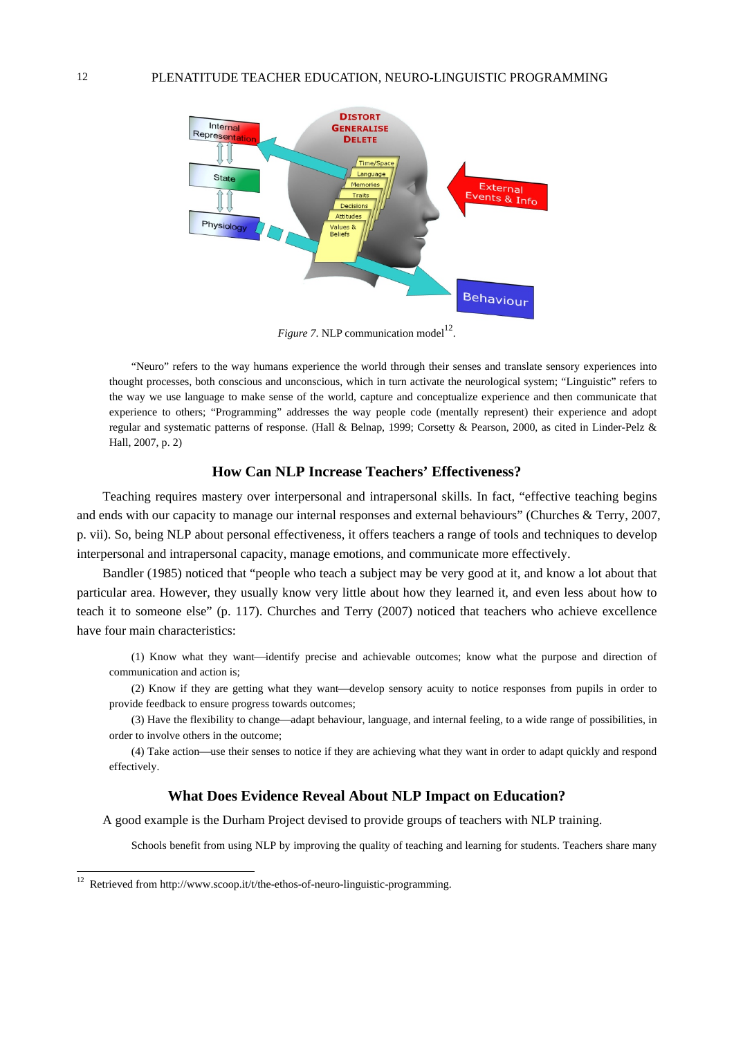*Figure 7*. NLP communication model[12].

> "Neuro" refers to the way humans experience the world through their senses and translate sensory experiences into thought processes, both conscious and unconscious, which in turn activate the neurological system; "Linguistic" refers to the way we use language to make sense of the world, capture and conceptualize experience and then communicate that experience to others; "Programming" addresses the way people code (mentally represent) their experience and adopt regular and systematic patterns of response. (Hall & Belnap, 1999; Corsetty & Pearson, 2000, as cited in Linder-Pelz & Hall, 2007, p. 2)

## How Can NLP Increase Teachers' Effectiveness?

Teaching requires mastery over interpersonal and intrapersonal skills. In fact, "effective teaching begins and ends with our capacity to manage our internal responses and external behaviours" (Churches & Terry, 2007, p. vii). So, being NLP about personal effectiveness, it offers teachers a range of tools and techniques to develop interpersonal and intrapersonal capacity, manage emotions, and communicate more effectively.

Bandler (1985) noticed that "people who teach a subject may be very good at it, and know a lot about that particular area. However, they usually know very little about how they learned it, and even less about how to teach it to someone else" (p. 117). Churches and Terry (2007) noticed that teachers who achieve excellence have four main characteristics:

> (1) Know what they want—identify precise and achievable outcomes; know what the purpose and direction of communication and action is;
>
> (2) Know if they are getting what they want—develop sensory acuity to notice responses from pupils in order to provide feedback to ensure progress towards outcomes;
>
> (3) Have the flexibility to change—adapt behaviour, language, and internal feeling, to a wide range of possibilities, in order to involve others in the outcome;
>
> (4) Take action—use their senses to notice if they are achieving what they want in order to adapt quickly and respond effectively.

## What Does Evidence Reveal About NLP Impact on Education?

A good example is the Durham Project devised to provide groups of teachers with NLP training.

> Schools benefit from using NLP by improving the quality of teaching and learning for students. Teachers share many

[12] Retrieved from http://www.scoop.it/t/the-ethos-of-neuro-linguistic-programming.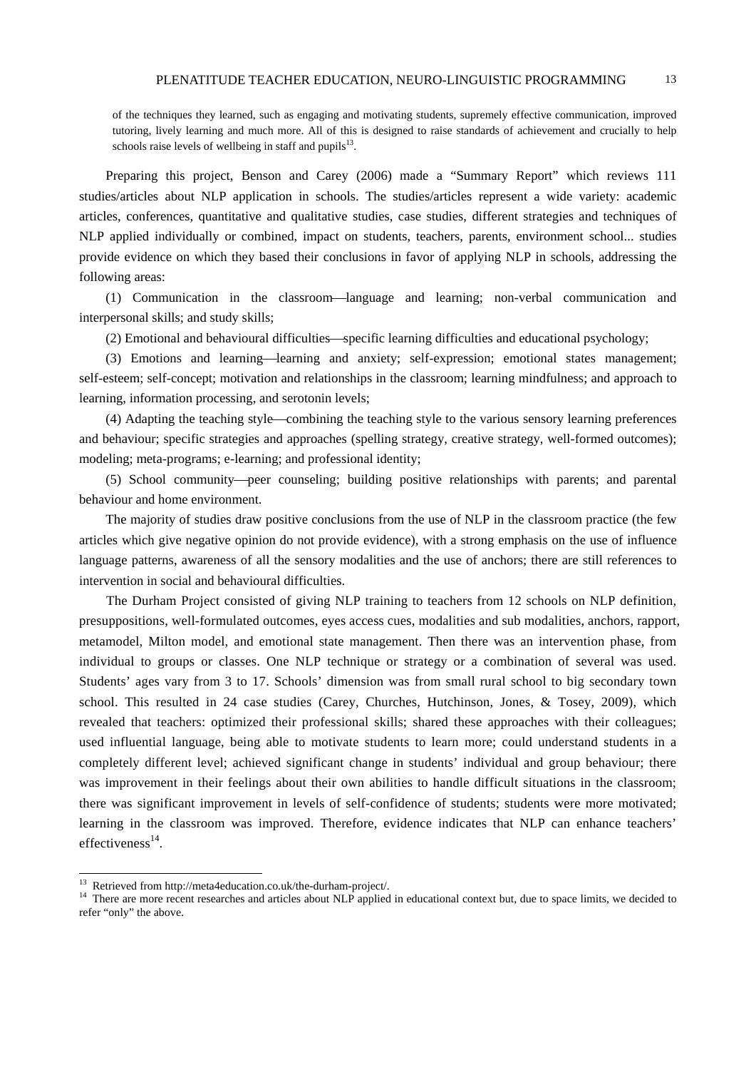> of the techniques they learned, such as engaging and motivating students, supremely effective communication, improved tutoring, lively learning and much more. All of this is designed to raise standards of achievement and crucially to help schools raise levels of wellbeing in staff and pupils[13].

Preparing this project, Benson and Carey (2006) made a "Summary Report" which reviews 111 studies/articles about NLP application in schools. The studies/articles represent a wide variety: academic articles, conferences, quantitative and qualitative studies, case studies, different strategies and techniques of NLP applied individually or combined, impact on students, teachers, parents, environment school... studies provide evidence on which they based their conclusions in favor of applying NLP in schools, addressing the following areas:

(1) Communication in the classroom—language and learning; non-verbal communication and interpersonal skills; and study skills;

(2) Emotional and behavioural difficulties—specific learning difficulties and educational psychology;

(3) Emotions and learning—learning and anxiety; self-expression; emotional states management; self-esteem; self-concept; motivation and relationships in the classroom; learning mindfulness; and approach to learning, information processing, and serotonin levels;

(4) Adapting the teaching style—combining the teaching style to the various sensory learning preferences and behaviour; specific strategies and approaches (spelling strategy, creative strategy, well-formed outcomes); modeling; meta-programs; e-learning; and professional identity;

(5) School community—peer counseling; building positive relationships with parents; and parental behaviour and home environment.

The majority of studies draw positive conclusions from the use of NLP in the classroom practice (the few articles which give negative opinion do not provide evidence), with a strong emphasis on the use of influence language patterns, awareness of all the sensory modalities and the use of anchors; there are still references to intervention in social and behavioural difficulties.

The Durham Project consisted of giving NLP training to teachers from 12 schools on NLP definition, presuppositions, well-formulated outcomes, eyes access cues, modalities and sub modalities, anchors, rapport, metamodel, Milton model, and emotional state management. Then there was an intervention phase, from individual to groups or classes. One NLP technique or strategy or a combination of several was used. Students' ages vary from 3 to 17. Schools' dimension was from small rural school to big secondary town school. This resulted in 24 case studies (Carey, Churches, Hutchinson, Jones, & Tosey, 2009), which revealed that teachers: optimized their professional skills; shared these approaches with their colleagues; used influential language, being able to motivate students to learn more; could understand students in a completely different level; achieved significant change in students' individual and group behaviour; there was improvement in their feelings about their own abilities to handle difficult situations in the classroom; there was significant improvement in levels of self-confidence of students; students were more motivated; learning in the classroom was improved. Therefore, evidence indicates that NLP can enhance teachers' effectiveness[14].

---

[13] Retrieved from http://meta4education.co.uk/the-durham-project/.

[14] There are more recent researches and articles about NLP applied in educational context but, due to space limits, we decided to refer "only" the above.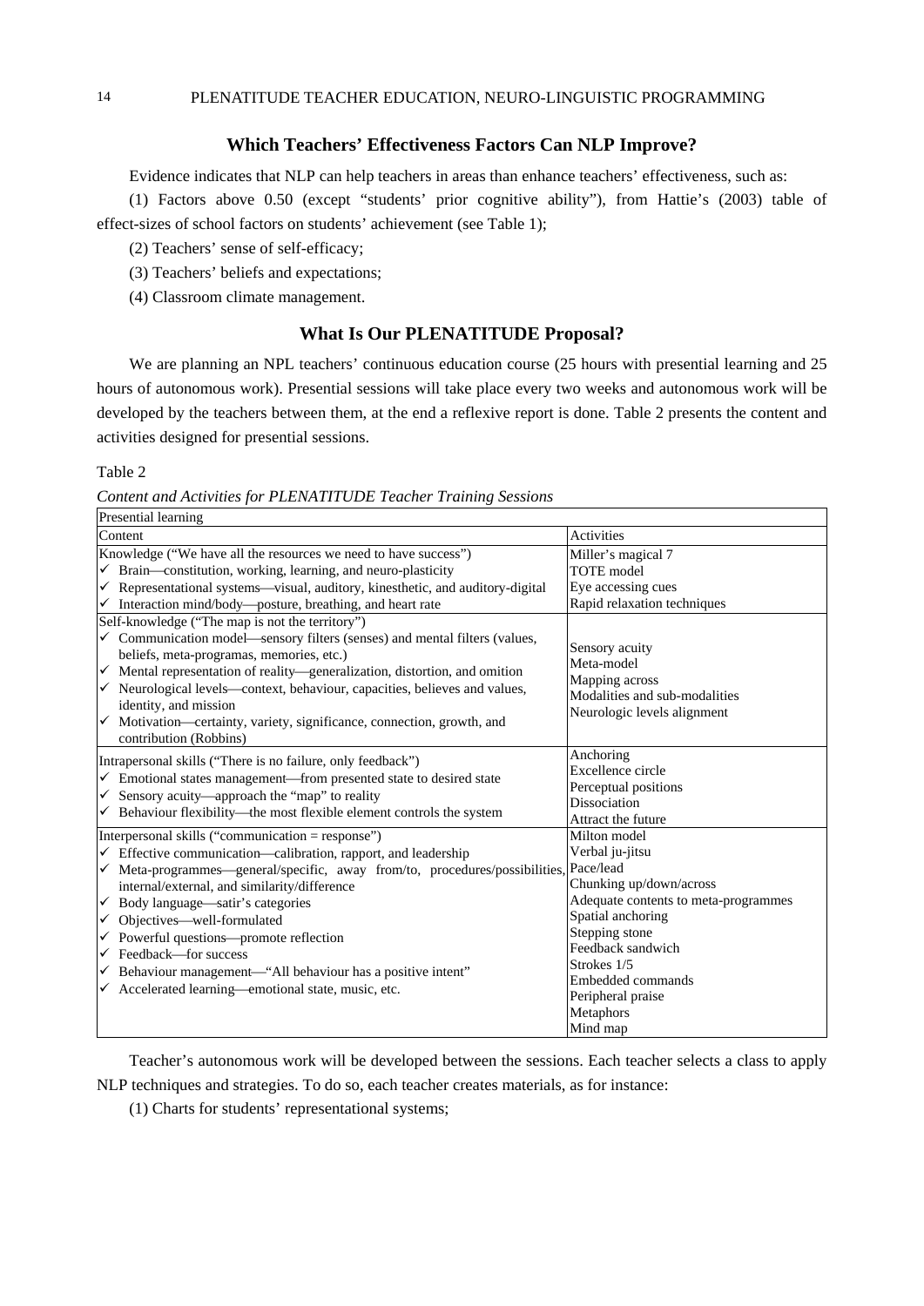### Which Teachers' Effectiveness Factors Can NLP Improve?

Evidence indicates that NLP can help teachers in areas than enhance teachers' effectiveness, such as:

(1) Factors above 0.50 (except "students' prior cognitive ability"), from Hattie's (2003) table of effect-sizes of school factors on students' achievement (see Table 1);

(2) Teachers' sense of self-efficacy;

(3) Teachers' beliefs and expectations;

(4) Classroom climate management.

### What Is Our PLENATITUDE Proposal?

We are planning an NPL teachers' continuous education course (25 hours with presential learning and 25 hours of autonomous work). Presential sessions will take place every two weeks and autonomous work will be developed by the teachers between them, at the end a reflexive report is done. Table 2 presents the content and activities designed for presential sessions.

Table 2

*Content and Activities for PLENATITUDE Teacher Training Sessions*

| Presential learning | |
|---|---|
| Content | Activities |
| Knowledge ("We have all the resources we need to have success")<br>✓ Brain—constitution, working, learning, and neuro-plasticity<br>✓ Representational systems—visual, auditory, kinesthetic, and auditory-digital<br>✓ Interaction mind/body—posture, breathing, and heart rate | Miller's magical 7<br>TOTE model<br>Eye accessing cues<br>Rapid relaxation techniques |
| Self-knowledge ("The map is not the territory")<br>✓ Communication model—sensory filters (senses) and mental filters (values, beliefs, meta-programas, memories, etc.)<br>✓ Mental representation of reality—generalization, distortion, and omition<br>✓ Neurological levels—context, behaviour, capacities, believes and values, identity, and mission<br>✓ Motivation—certainty, variety, significance, connection, growth, and contribution (Robbins) | Sensory acuity<br>Meta-model<br>Mapping across<br>Modalities and sub-modalities<br>Neurologic levels alignment |
| Intrapersonal skills ("There is no failure, only feedback")<br>✓ Emotional states management—from presented state to desired state<br>✓ Sensory acuity—approach the "map" to reality<br>✓ Behaviour flexibility—the most flexible element controls the system | Anchoring<br>Excellence circle<br>Perceptual positions<br>Dissociation<br>Attract the future |
| Interpersonal skills ("communication = response")<br>✓ Effective communication—calibration, rapport, and leadership<br>✓ Meta-programmes—general/specific, away from/to, procedures/possibilities, internal/external, and similarity/difference<br>✓ Body language—satir's categories<br>✓ Objectives—well-formulated<br>✓ Powerful questions—promote reflection<br>✓ Feedback—for success<br>✓ Behaviour management—"All behaviour has a positive intent"<br>✓ Accelerated learning—emotional state, music, etc. | Milton model<br>Verbal ju-jitsu<br>Pace/lead<br>Chunking up/down/across<br>Adequate contents to meta-programmes<br>Spatial anchoring<br>Stepping stone<br>Feedback sandwich<br>Strokes 1/5<br>Embedded commands<br>Peripheral praise<br>Metaphors<br>Mind map |

Teacher's autonomous work will be developed between the sessions. Each teacher selects a class to apply NLP techniques and strategies. To do so, each teacher creates materials, as for instance:

(1) Charts for students' representational systems;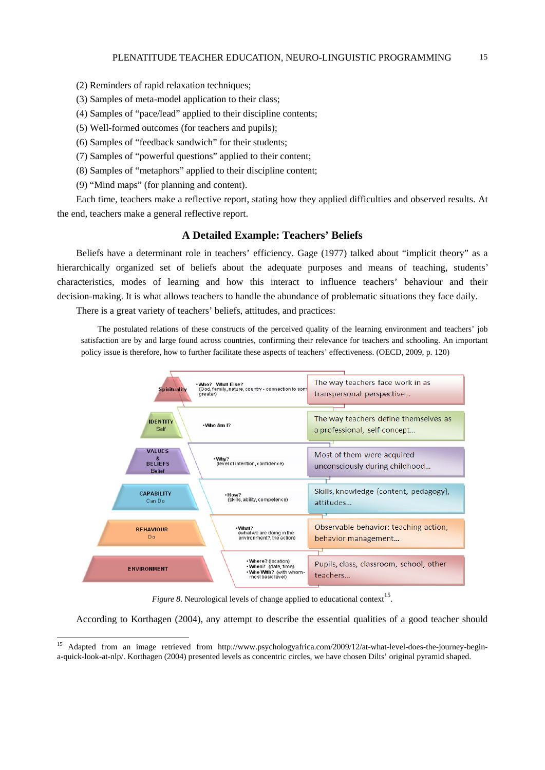(2) Reminders of rapid relaxation techniques;
(3) Samples of meta-model application to their class;
(4) Samples of "pace/lead" applied to their discipline contents;
(5) Well-formed outcomes (for teachers and pupils);
(6) Samples of "feedback sandwich" for their students;
(7) Samples of "powerful questions" applied to their content;
(8) Samples of "metaphors" applied to their discipline content;
(9) "Mind maps" (for planning and content).

Each time, teachers make a reflective report, stating how they applied difficulties and observed results. At the end, teachers make a general reflective report.

## A Detailed Example: Teachers' Beliefs

Beliefs have a determinant role in teachers' efficiency. Gage (1977) talked about "implicit theory" as a hierarchically organized set of beliefs about the adequate purposes and means of teaching, students' characteristics, modes of learning and how this interact to influence teachers' behaviour and their decision-making. It is what allows teachers to handle the abundance of problematic situations they face daily.

There is a great variety of teachers' beliefs, attitudes, and practices:

> The postulated relations of these constructs of the perceived quality of the learning environment and teachers' job satisfaction are by and large found across countries, confirming their relevance for teachers and schooling. An important policy issue is therefore, how to further facilitate these aspects of teachers' effectiveness. (OECD, 2009, p. 120)

| Level | Question | Educational context |
|---|---|---|
| Spirituality | • Who? What Else? (God, family, nature, country - connection to something greater) | The way teachers face work in as transpersonal perspective... |
| IDENTITY Self | • Who Am I? | The way teachers define themselves as a professional, self-concept... |
| VALUES & BELIEFS Belief | • Why? (level of intention, confidence) | Most of them were acquired unconsciously during childhood... |
| CAPABILITY Can Do | • How? (skills, ability, competence) | Skills, knowledge (content, pedagogy), attitudes... |
| BEHAVIOUR Do | • What? (what we are doing in the environment?, the action) | Observable behavior: teaching action, behavior management... |
| ENVIRONMENT | • Where? (location) • When? (date, time) • Who With? (with whom - most basic level) | Pupils, class, classroom, school, other teachers... |

*Figure 8.* Neurological levels of change applied to educational context[15].

According to Korthagen (2004), any attempt to describe the essential qualities of a good teacher should

---

[15] Adapted from an image retrieved from http://www.psychologyafrica.com/2009/12/at-what-level-does-the-journey-begin-a-quick-look-at-nlp/. Korthagen (2004) presented levels as concentric circles, we have chosen Dilts' original pyramid shaped.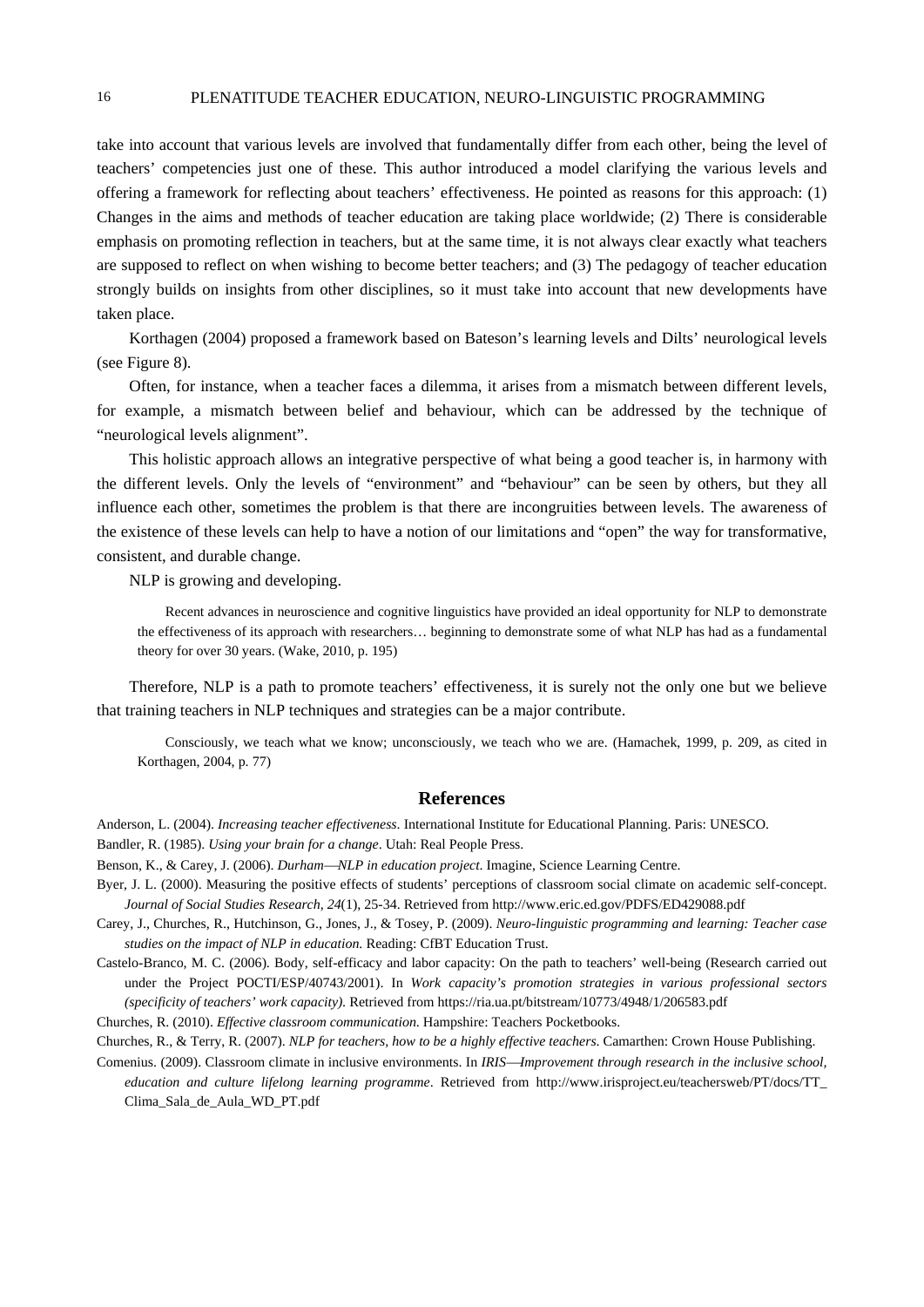take into account that various levels are involved that fundamentally differ from each other, being the level of teachers' competencies just one of these. This author introduced a model clarifying the various levels and offering a framework for reflecting about teachers' effectiveness. He pointed as reasons for this approach: (1) Changes in the aims and methods of teacher education are taking place worldwide; (2) There is considerable emphasis on promoting reflection in teachers, but at the same time, it is not always clear exactly what teachers are supposed to reflect on when wishing to become better teachers; and (3) The pedagogy of teacher education strongly builds on insights from other disciplines, so it must take into account that new developments have taken place.

Korthagen (2004) proposed a framework based on Bateson's learning levels and Dilts' neurological levels (see Figure 8).

Often, for instance, when a teacher faces a dilemma, it arises from a mismatch between different levels, for example, a mismatch between belief and behaviour, which can be addressed by the technique of "neurological levels alignment".

This holistic approach allows an integrative perspective of what being a good teacher is, in harmony with the different levels. Only the levels of "environment" and "behaviour" can be seen by others, but they all influence each other, sometimes the problem is that there are incongruities between levels. The awareness of the existence of these levels can help to have a notion of our limitations and "open" the way for transformative, consistent, and durable change.

NLP is growing and developing.

> Recent advances in neuroscience and cognitive linguistics have provided an ideal opportunity for NLP to demonstrate the effectiveness of its approach with researchers… beginning to demonstrate some of what NLP has had as a fundamental theory for over 30 years. (Wake, 2010, p. 195)

Therefore, NLP is a path to promote teachers' effectiveness, it is surely not the only one but we believe that training teachers in NLP techniques and strategies can be a major contribute.

> Consciously, we teach what we know; unconsciously, we teach who we are. (Hamachek, 1999, p. 209, as cited in Korthagen, 2004, p. 77)

## References

Anderson, L. (2004). *Increasing teacher effectiveness*. International Institute for Educational Planning. Paris: UNESCO.

Bandler, R. (1985). *Using your brain for a change*. Utah: Real People Press.

Benson, K., & Carey, J. (2006). *Durham—NLP in education project*. Imagine, Science Learning Centre.

Byer, J. L. (2000). Measuring the positive effects of students' perceptions of classroom social climate on academic self-concept. *Journal of Social Studies Research, 24*(1), 25-34. Retrieved from http://www.eric.ed.gov/PDFS/ED429088.pdf

Carey, J., Churches, R., Hutchinson, G., Jones, J., & Tosey, P. (2009). *Neuro-linguistic programming and learning: Teacher case studies on the impact of NLP in education*. Reading: CfBT Education Trust.

Castelo-Branco, M. C. (2006). Body, self-efficacy and labor capacity: On the path to teachers' well-being (Research carried out under the Project POCTI/ESP/40743/2001). In *Work capacity's promotion strategies in various professional sectors (specificity of teachers' work capacity)*. Retrieved from https://ria.ua.pt/bitstream/10773/4948/1/206583.pdf

Churches, R. (2010). *Effective classroom communication*. Hampshire: Teachers Pocketbooks.

Churches, R., & Terry, R. (2007). *NLP for teachers, how to be a highly effective teachers*. Camarthen: Crown House Publishing.

Comenius. (2009). Classroom climate in inclusive environments. In *IRIS—Improvement through research in the inclusive school, education and culture lifelong learning programme*. Retrieved from http://www.irisproject.eu/teachersweb/PT/docs/TT_Clima_Sala_de_Aula_WD_PT.pdf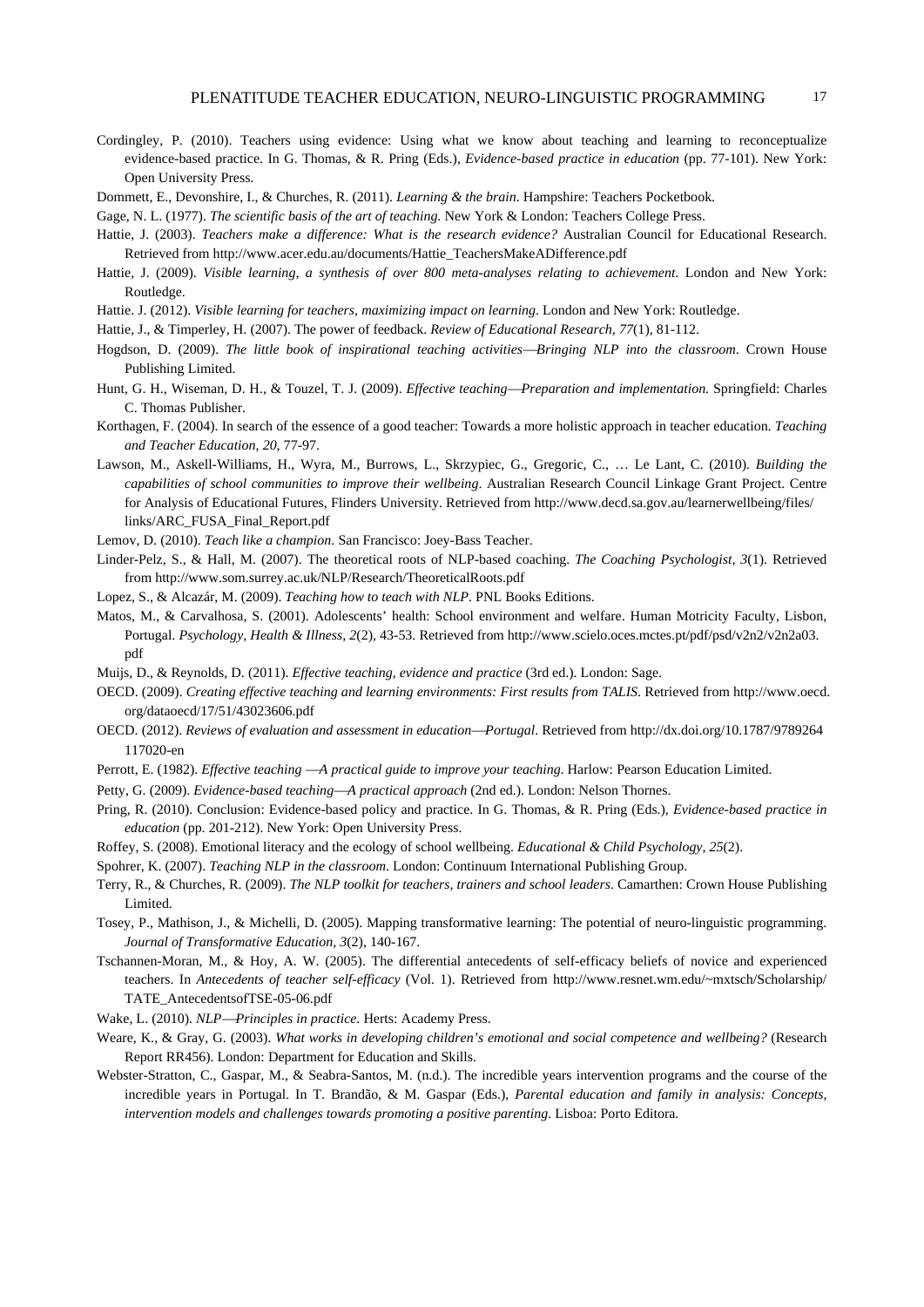Cordingley, P. (2010). Teachers using evidence: Using what we know about teaching and learning to reconceptualize evidence-based practice. In G. Thomas, & R. Pring (Eds.), *Evidence-based practice in education* (pp. 77-101). New York: Open University Press.

Dommett, E., Devonshire, I., & Churches, R. (2011). *Learning & the brain*. Hampshire: Teachers Pocketbook.

Gage, N. L. (1977). *The scientific basis of the art of teaching*. New York & London: Teachers College Press.

Hattie, J. (2003). *Teachers make a difference: What is the research evidence?* Australian Council for Educational Research. Retrieved from http://www.acer.edu.au/documents/Hattie_TeachersMakeADifference.pdf

Hattie, J. (2009). *Visible learning, a synthesis of over 800 meta-analyses relating to achievement*. London and New York: Routledge.

Hattie. J. (2012). *Visible learning for teachers, maximizing impact on learning*. London and New York: Routledge.

Hattie, J., & Timperley, H. (2007). The power of feedback. *Review of Educational Research, 77*(1), 81-112.

Hogdson, D. (2009). *The little book of inspirational teaching activities—Bringing NLP into the classroom*. Crown House Publishing Limited.

Hunt, G. H., Wiseman, D. H., & Touzel, T. J. (2009). *Effective teaching—Preparation and implementation*. Springfield: Charles C. Thomas Publisher.

Korthagen, F. (2004). In search of the essence of a good teacher: Towards a more holistic approach in teacher education. *Teaching and Teacher Education, 20*, 77-97.

Lawson, M., Askell-Williams, H., Wyra, M., Burrows, L., Skrzypiec, G., Gregoric, C., … Le Lant, C. (2010). *Building the capabilities of school communities to improve their wellbeing*. Australian Research Council Linkage Grant Project. Centre for Analysis of Educational Futures, Flinders University. Retrieved from http://www.decd.sa.gov.au/learnerwellbeing/files/links/ARC_FUSA_Final_Report.pdf

Lemov, D. (2010). *Teach like a champion*. San Francisco: Joey-Bass Teacher.

Linder-Pelz, S., & Hall, M. (2007). The theoretical roots of NLP-based coaching. *The Coaching Psychologist, 3*(1). Retrieved from http://www.som.surrey.ac.uk/NLP/Research/TheoreticalRoots.pdf

Lopez, S., & Alcazár, M. (2009). *Teaching how to teach with NLP*. PNL Books Editions.

Matos, M., & Carvalhosa, S. (2001). Adolescents' health: School environment and welfare. Human Motricity Faculty, Lisbon, Portugal. *Psychology, Health & Illness, 2*(2), 43-53. Retrieved from http://www.scielo.oces.mctes.pt/pdf/psd/v2n2/v2n2a03.pdf

Muijs, D., & Reynolds, D. (2011). *Effective teaching, evidence and practice* (3rd ed.). London: Sage.

OECD. (2009). *Creating effective teaching and learning environments: First results from TALIS*. Retrieved from http://www.oecd.org/dataoecd/17/51/43023606.pdf

OECD. (2012). *Reviews of evaluation and assessment in education—Portugal*. Retrieved from http://dx.doi.org/10.1787/9789264117020-en

Perrott, E. (1982). *Effective teaching —A practical guide to improve your teaching*. Harlow: Pearson Education Limited.

Petty, G. (2009). *Evidence-based teaching—A practical approach* (2nd ed.). London: Nelson Thornes.

Pring, R. (2010). Conclusion: Evidence-based policy and practice. In G. Thomas, & R. Pring (Eds.), *Evidence-based practice in education* (pp. 201-212). New York: Open University Press.

Roffey, S. (2008). Emotional literacy and the ecology of school wellbeing. *Educational & Child Psychology, 25*(2).

Spohrer, K. (2007). *Teaching NLP in the classroom*. London: Continuum International Publishing Group.

Terry, R., & Churches, R. (2009). *The NLP toolkit for teachers, trainers and school leaders*. Camarthen: Crown House Publishing Limited.

Tosey, P., Mathison, J., & Michelli, D. (2005). Mapping transformative learning: The potential of neuro-linguistic programming. *Journal of Transformative Education, 3*(2), 140-167.

Tschannen-Moran, M., & Hoy, A. W. (2005). The differential antecedents of self-efficacy beliefs of novice and experienced teachers. In *Antecedents of teacher self-efficacy* (Vol. 1). Retrieved from http://www.resnet.wm.edu/~mxtsch/Scholarship/TATE_AntecedentsofTSE-05-06.pdf

Wake, L. (2010). *NLP—Principles in practice*. Herts: Academy Press.

Weare, K., & Gray, G. (2003). *What works in developing children's emotional and social competence and wellbeing?* (Research Report RR456). London: Department for Education and Skills.

Webster-Stratton, C., Gaspar, M., & Seabra-Santos, M. (n.d.). The incredible years intervention programs and the course of the incredible years in Portugal. In T. Brandão, & M. Gaspar (Eds.), *Parental education and family in analysis: Concepts, intervention models and challenges towards promoting a positive parenting*. Lisboa: Porto Editora.